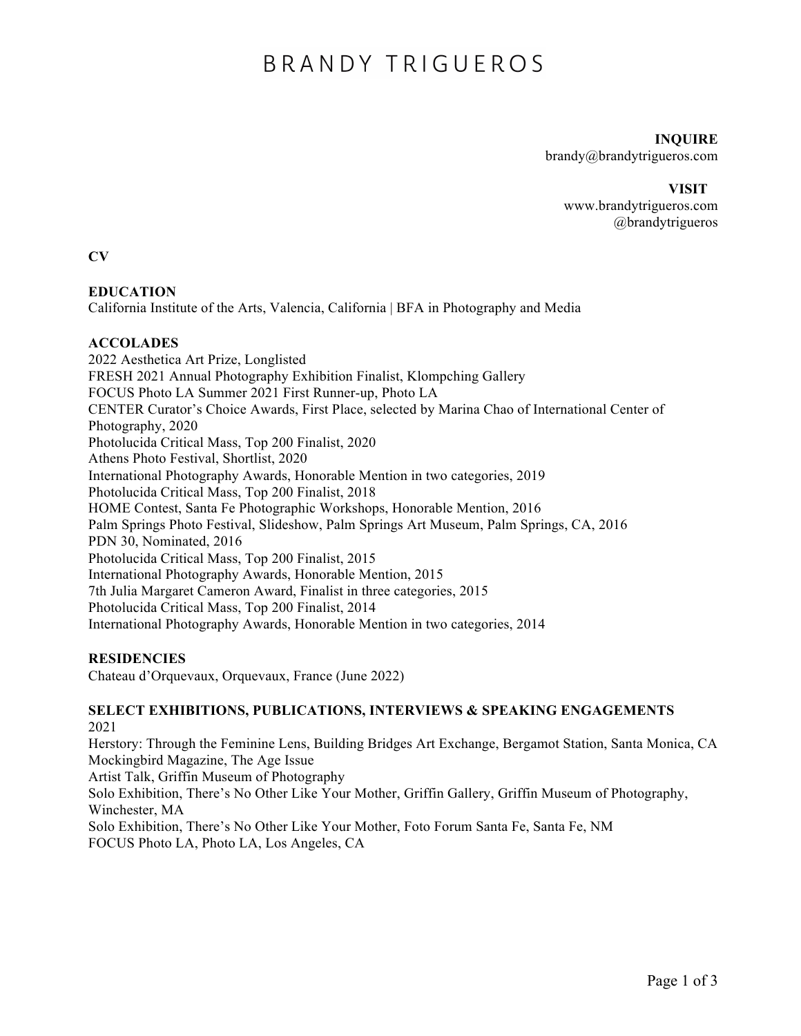# BRANDY TRIGUEROS

**INQUIRE**
brandy@brandytrigueros.com

**VISIT**
www.brandytrigueros.com
@brandytrigueros

**CV**

**EDUCATION**
California Institute of the Arts, Valencia, California | BFA in Photography and Media

**ACCOLADES**
2022 Aesthetica Art Prize, Longlisted
FRESH 2021 Annual Photography Exhibition Finalist, Klompching Gallery
FOCUS Photo LA Summer 2021 First Runner-up, Photo LA
CENTER Curator's Choice Awards, First Place, selected by Marina Chao of International Center of Photography, 2020
Photolucida Critical Mass, Top 200 Finalist, 2020
Athens Photo Festival, Shortlist, 2020
International Photography Awards, Honorable Mention in two categories, 2019
Photolucida Critical Mass, Top 200 Finalist, 2018
HOME Contest, Santa Fe Photographic Workshops, Honorable Mention, 2016
Palm Springs Photo Festival, Slideshow, Palm Springs Art Museum, Palm Springs, CA, 2016
PDN 30, Nominated, 2016
Photolucida Critical Mass, Top 200 Finalist, 2015
International Photography Awards, Honorable Mention, 2015
7th Julia Margaret Cameron Award, Finalist in three categories, 2015
Photolucida Critical Mass, Top 200 Finalist, 2014
International Photography Awards, Honorable Mention in two categories, 2014

**RESIDENCIES**
Chateau d'Orquevaux, Orquevaux, France (June 2022)

**SELECT EXHIBITIONS, PUBLICATIONS, INTERVIEWS & SPEAKING ENGAGEMENTS**
2021
Herstory: Through the Feminine Lens, Building Bridges Art Exchange, Bergamot Station, Santa Monica, CA
Mockingbird Magazine, The Age Issue
Artist Talk, Griffin Museum of Photography
Solo Exhibition, There's No Other Like Your Mother, Griffin Gallery, Griffin Museum of Photography, Winchester, MA
Solo Exhibition, There's No Other Like Your Mother, Foto Forum Santa Fe, Santa Fe, NM
FOCUS Photo LA, Photo LA, Los Angeles, CA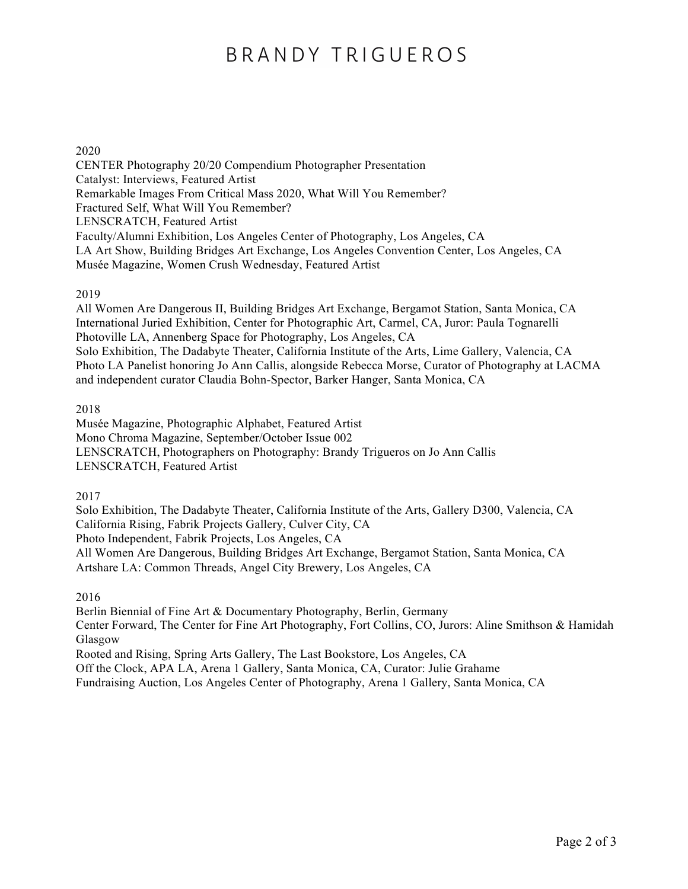2020

CENTER Photography 20/20 Compendium Photographer Presentation
Catalyst: Interviews, Featured Artist
Remarkable Images From Critical Mass 2020, What Will You Remember?
Fractured Self, What Will You Remember?
LENSCRATCH, Featured Artist
Faculty/Alumni Exhibition, Los Angeles Center of Photography, Los Angeles, CA
LA Art Show, Building Bridges Art Exchange, Los Angeles Convention Center, Los Angeles, CA
Musée Magazine, Women Crush Wednesday, Featured Artist

2019

All Women Are Dangerous II, Building Bridges Art Exchange, Bergamot Station, Santa Monica, CA
International Juried Exhibition, Center for Photographic Art, Carmel, CA, Juror: Paula Tognarelli
Photoville LA, Annenberg Space for Photography, Los Angeles, CA
Solo Exhibition, The Dadabyte Theater, California Institute of the Arts, Lime Gallery, Valencia, CA
Photo LA Panelist honoring Jo Ann Callis, alongside Rebecca Morse, Curator of Photography at LACMA and independent curator Claudia Bohn-Spector, Barker Hanger, Santa Monica, CA

2018

Musée Magazine, Photographic Alphabet, Featured Artist
Mono Chroma Magazine, September/October Issue 002
LENSCRATCH, Photographers on Photography: Brandy Trigueros on Jo Ann Callis
LENSCRATCH, Featured Artist

2017

Solo Exhibition, The Dadabyte Theater, California Institute of the Arts, Gallery D300, Valencia, CA
California Rising, Fabrik Projects Gallery, Culver City, CA
Photo Independent, Fabrik Projects, Los Angeles, CA
All Women Are Dangerous, Building Bridges Art Exchange, Bergamot Station, Santa Monica, CA
Artshare LA: Common Threads, Angel City Brewery, Los Angeles, CA

2016

Berlin Biennial of Fine Art & Documentary Photography, Berlin, Germany
Center Forward, The Center for Fine Art Photography, Fort Collins, CO, Jurors: Aline Smithson & Hamidah Glasgow
Rooted and Rising, Spring Arts Gallery, The Last Bookstore, Los Angeles, CA
Off the Clock, APA LA, Arena 1 Gallery, Santa Monica, CA, Curator: Julie Grahame
Fundraising Auction, Los Angeles Center of Photography, Arena 1 Gallery, Santa Monica, CA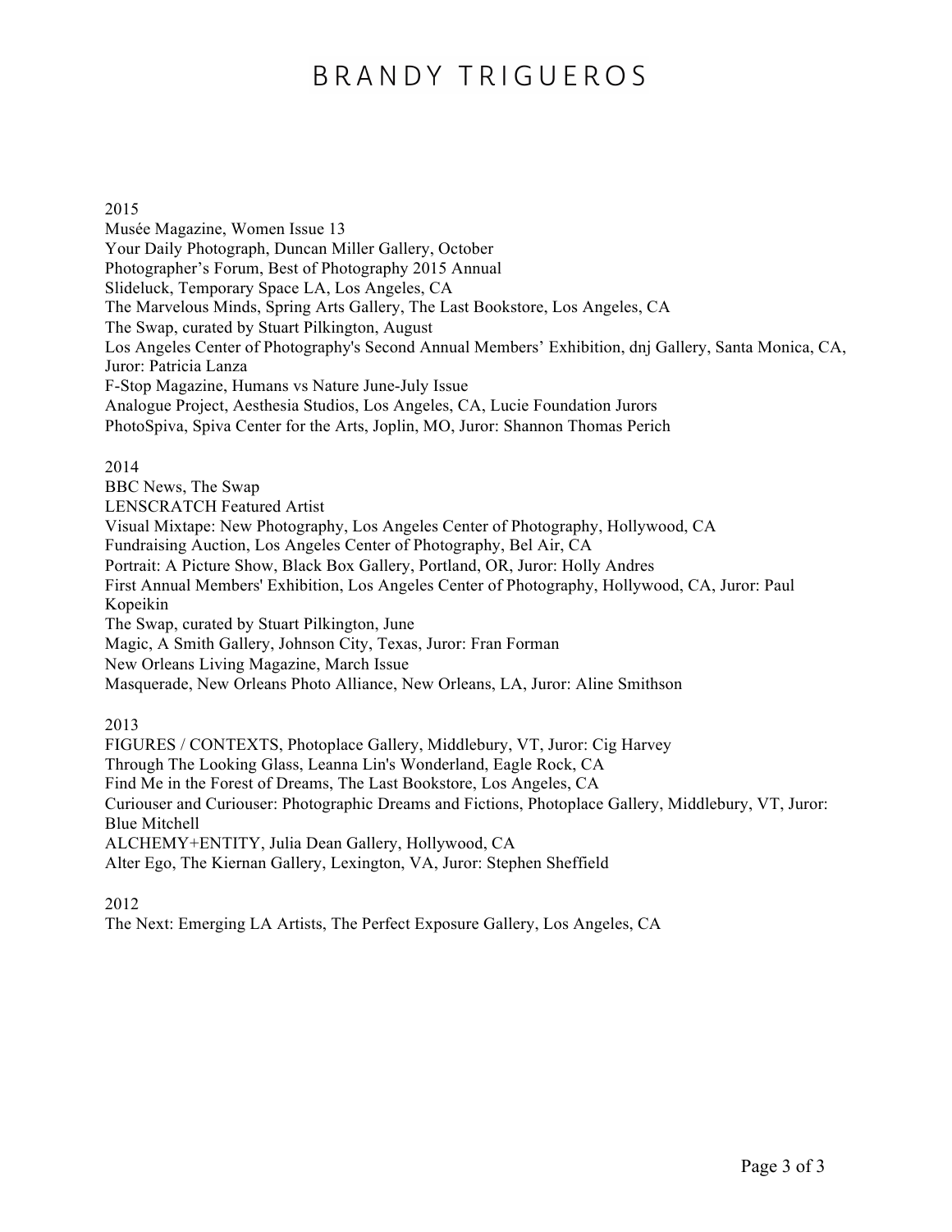2015

Musée Magazine, Women Issue 13
Your Daily Photograph, Duncan Miller Gallery, October
Photographer's Forum, Best of Photography 2015 Annual
Slideluck, Temporary Space LA, Los Angeles, CA
The Marvelous Minds, Spring Arts Gallery, The Last Bookstore, Los Angeles, CA
The Swap, curated by Stuart Pilkington, August
Los Angeles Center of Photography's Second Annual Members' Exhibition, dnj Gallery, Santa Monica, CA, Juror: Patricia Lanza
F-Stop Magazine, Humans vs Nature June-July Issue
Analogue Project, Aesthesia Studios, Los Angeles, CA, Lucie Foundation Jurors
PhotoSpiva, Spiva Center for the Arts, Joplin, MO, Juror: Shannon Thomas Perich

2014

BBC News, The Swap
LENSCRATCH Featured Artist
Visual Mixtape: New Photography, Los Angeles Center of Photography, Hollywood, CA
Fundraising Auction, Los Angeles Center of Photography, Bel Air, CA
Portrait: A Picture Show, Black Box Gallery, Portland, OR, Juror: Holly Andres
First Annual Members' Exhibition, Los Angeles Center of Photography, Hollywood, CA, Juror: Paul Kopeikin
The Swap, curated by Stuart Pilkington, June
Magic, A Smith Gallery, Johnson City, Texas, Juror: Fran Forman
New Orleans Living Magazine, March Issue
Masquerade, New Orleans Photo Alliance, New Orleans, LA, Juror: Aline Smithson

2013

FIGURES / CONTEXTS, Photoplace Gallery, Middlebury, VT, Juror: Cig Harvey
Through The Looking Glass, Leanna Lin's Wonderland, Eagle Rock, CA
Find Me in the Forest of Dreams, The Last Bookstore, Los Angeles, CA
Curiouser and Curiouser: Photographic Dreams and Fictions, Photoplace Gallery, Middlebury, VT, Juror: Blue Mitchell
ALCHEMY+ENTITY, Julia Dean Gallery, Hollywood, CA
Alter Ego, The Kiernan Gallery, Lexington, VA, Juror: Stephen Sheffield

2012

The Next: Emerging LA Artists, The Perfect Exposure Gallery, Los Angeles, CA